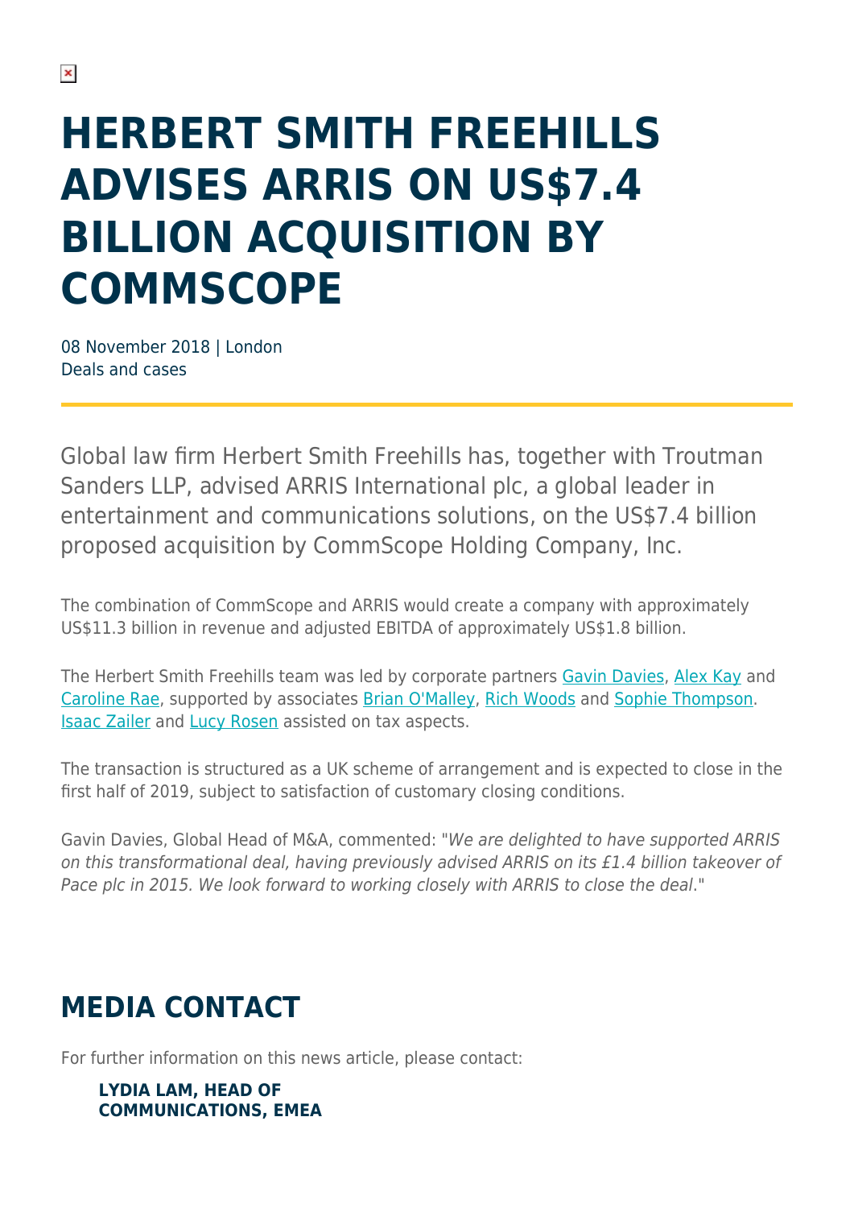# HERBERT SMITH FREEHILLS ADVISES ARRIS ON US$7.4 BILLION ACQUISITION BY COMMSCOPE

08 November 2018 | London
Deals and cases

Global law firm Herbert Smith Freehills has, together with Troutman Sanders LLP, advised ARRIS International plc, a global leader in entertainment and communications solutions, on the US$7.4 billion proposed acquisition by CommScope Holding Company, Inc.

The combination of CommScope and ARRIS would create a company with approximately US$11.3 billion in revenue and adjusted EBITDA of approximately US$1.8 billion.

The Herbert Smith Freehills team was led by corporate partners Gavin Davies, Alex Kay and Caroline Rae, supported by associates Brian O'Malley, Rich Woods and Sophie Thompson. Isaac Zailer and Lucy Rosen assisted on tax aspects.

The transaction is structured as a UK scheme of arrangement and is expected to close in the first half of 2019, subject to satisfaction of customary closing conditions.

Gavin Davies, Global Head of M&A, commented: "*We are delighted to have supported ARRIS on this transformational deal, having previously advised ARRIS on its £1.4 billion takeover of Pace plc in 2015. We look forward to working closely with ARRIS to close the deal*."

## MEDIA CONTACT

For further information on this news article, please contact:

**LYDIA LAM, HEAD OF COMMUNICATIONS, EMEA**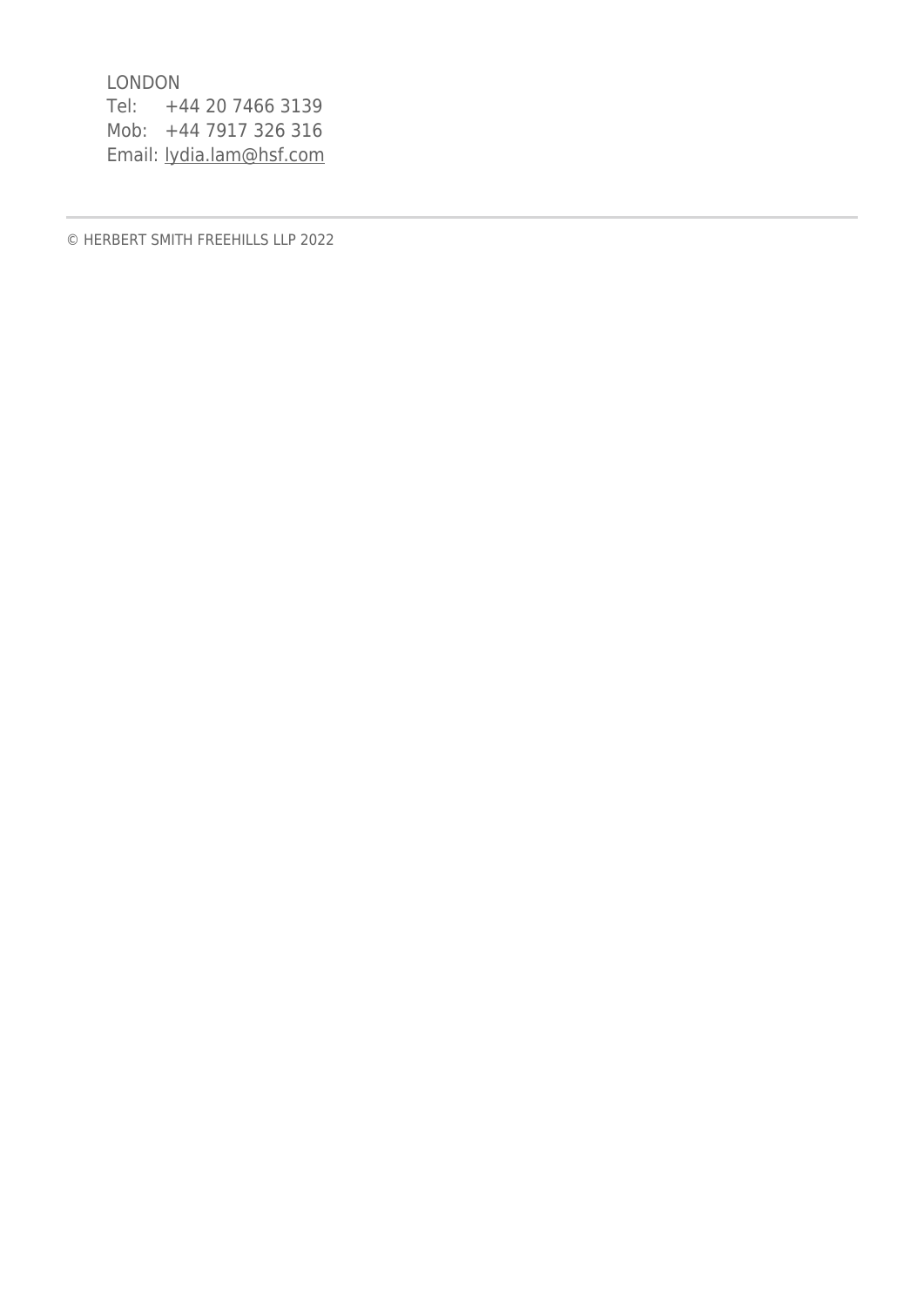LONDON
Tel: +44 20 7466 3139
Mob: +44 7917 326 316
Email: lydia.lam@hsf.com

---

© HERBERT SMITH FREEHILLS LLP 2022